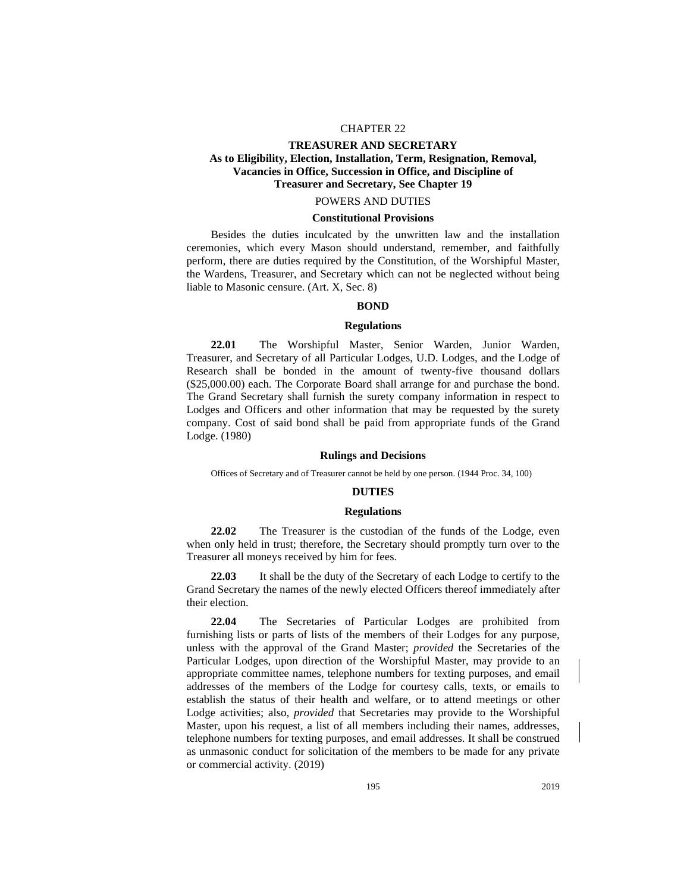# CHAPTER 22

## TREASURER AND SECRETARY

**As to Eligibility, Election, Installation, Term, Resignation, Removal, Vacancies in Office, Succession in Office, and Discipline of Treasurer and Secretary, See Chapter 19**

### POWERS AND DUTIES

#### Constitutional Provisions

Besides the duties inculcated by the unwritten law and the installation ceremonies, which every Mason should understand, remember, and faithfully perform, there are duties required by the Constitution, of the Worshipful Master, the Wardens, Treasurer, and Secretary which can not be neglected without being liable to Masonic censure. (Art. X, Sec. 8)

### BOND

#### Regulations

**22.01** The Worshipful Master, Senior Warden, Junior Warden, Treasurer, and Secretary of all Particular Lodges, U.D. Lodges, and the Lodge of Research shall be bonded in the amount of twenty-five thousand dollars ($25,000.00) each. The Corporate Board shall arrange for and purchase the bond. The Grand Secretary shall furnish the surety company information in respect to Lodges and Officers and other information that may be requested by the surety company. Cost of said bond shall be paid from appropriate funds of the Grand Lodge. (1980)

#### Rulings and Decisions

Offices of Secretary and of Treasurer cannot be held by one person. (1944 Proc. 34, 100)

### DUTIES

#### Regulations

**22.02** The Treasurer is the custodian of the funds of the Lodge, even when only held in trust; therefore, the Secretary should promptly turn over to the Treasurer all moneys received by him for fees.

**22.03** It shall be the duty of the Secretary of each Lodge to certify to the Grand Secretary the names of the newly elected Officers thereof immediately after their election.

**22.04** The Secretaries of Particular Lodges are prohibited from furnishing lists or parts of lists of the members of their Lodges for any purpose, unless with the approval of the Grand Master; *provided* the Secretaries of the Particular Lodges, upon direction of the Worshipful Master, may provide to an appropriate committee names, telephone numbers for texting purposes, and email addresses of the members of the Lodge for courtesy calls, texts, or emails to establish the status of their health and welfare, or to attend meetings or other Lodge activities; also, *provided* that Secretaries may provide to the Worshipful Master, upon his request, a list of all members including their names, addresses, telephone numbers for texting purposes, and email addresses. It shall be construed as unmasonic conduct for solicitation of the members to be made for any private or commercial activity. (2019)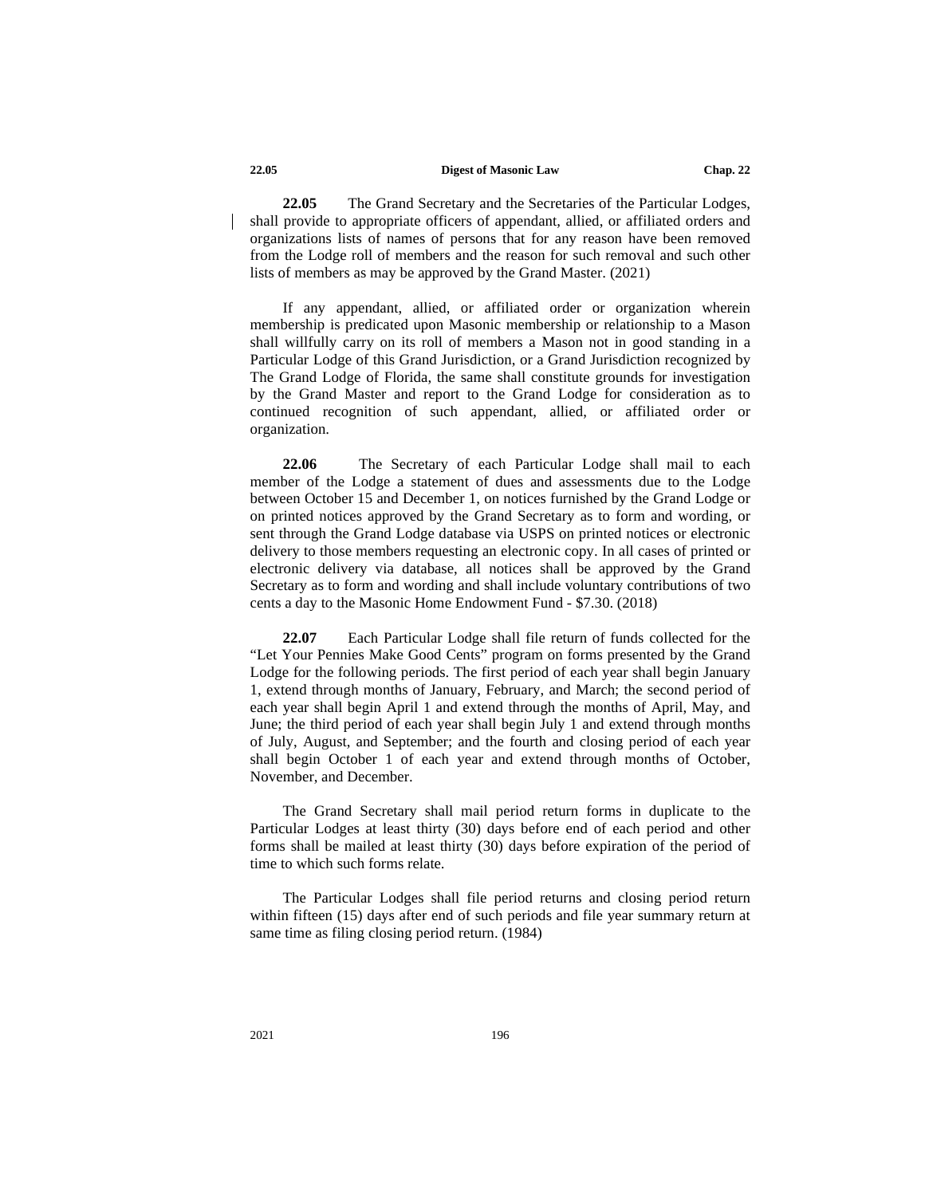**22.05** The Grand Secretary and the Secretaries of the Particular Lodges, shall provide to appropriate officers of appendant, allied, or affiliated orders and organizations lists of names of persons that for any reason have been removed from the Lodge roll of members and the reason for such removal and such other lists of members as may be approved by the Grand Master. (2021)

If any appendant, allied, or affiliated order or organization wherein membership is predicated upon Masonic membership or relationship to a Mason shall willfully carry on its roll of members a Mason not in good standing in a Particular Lodge of this Grand Jurisdiction, or a Grand Jurisdiction recognized by The Grand Lodge of Florida, the same shall constitute grounds for investigation by the Grand Master and report to the Grand Lodge for consideration as to continued recognition of such appendant, allied, or affiliated order or organization.

**22.06** The Secretary of each Particular Lodge shall mail to each member of the Lodge a statement of dues and assessments due to the Lodge between October 15 and December 1, on notices furnished by the Grand Lodge or on printed notices approved by the Grand Secretary as to form and wording, or sent through the Grand Lodge database via USPS on printed notices or electronic delivery to those members requesting an electronic copy. In all cases of printed or electronic delivery via database, all notices shall be approved by the Grand Secretary as to form and wording and shall include voluntary contributions of two cents a day to the Masonic Home Endowment Fund - $7.30. (2018)

**22.07** Each Particular Lodge shall file return of funds collected for the "Let Your Pennies Make Good Cents" program on forms presented by the Grand Lodge for the following periods. The first period of each year shall begin January 1, extend through months of January, February, and March; the second period of each year shall begin April 1 and extend through the months of April, May, and June; the third period of each year shall begin July 1 and extend through months of July, August, and September; and the fourth and closing period of each year shall begin October 1 of each year and extend through months of October, November, and December.

The Grand Secretary shall mail period return forms in duplicate to the Particular Lodges at least thirty (30) days before end of each period and other forms shall be mailed at least thirty (30) days before expiration of the period of time to which such forms relate.

The Particular Lodges shall file period returns and closing period return within fifteen (15) days after end of such periods and file year summary return at same time as filing closing period return. (1984)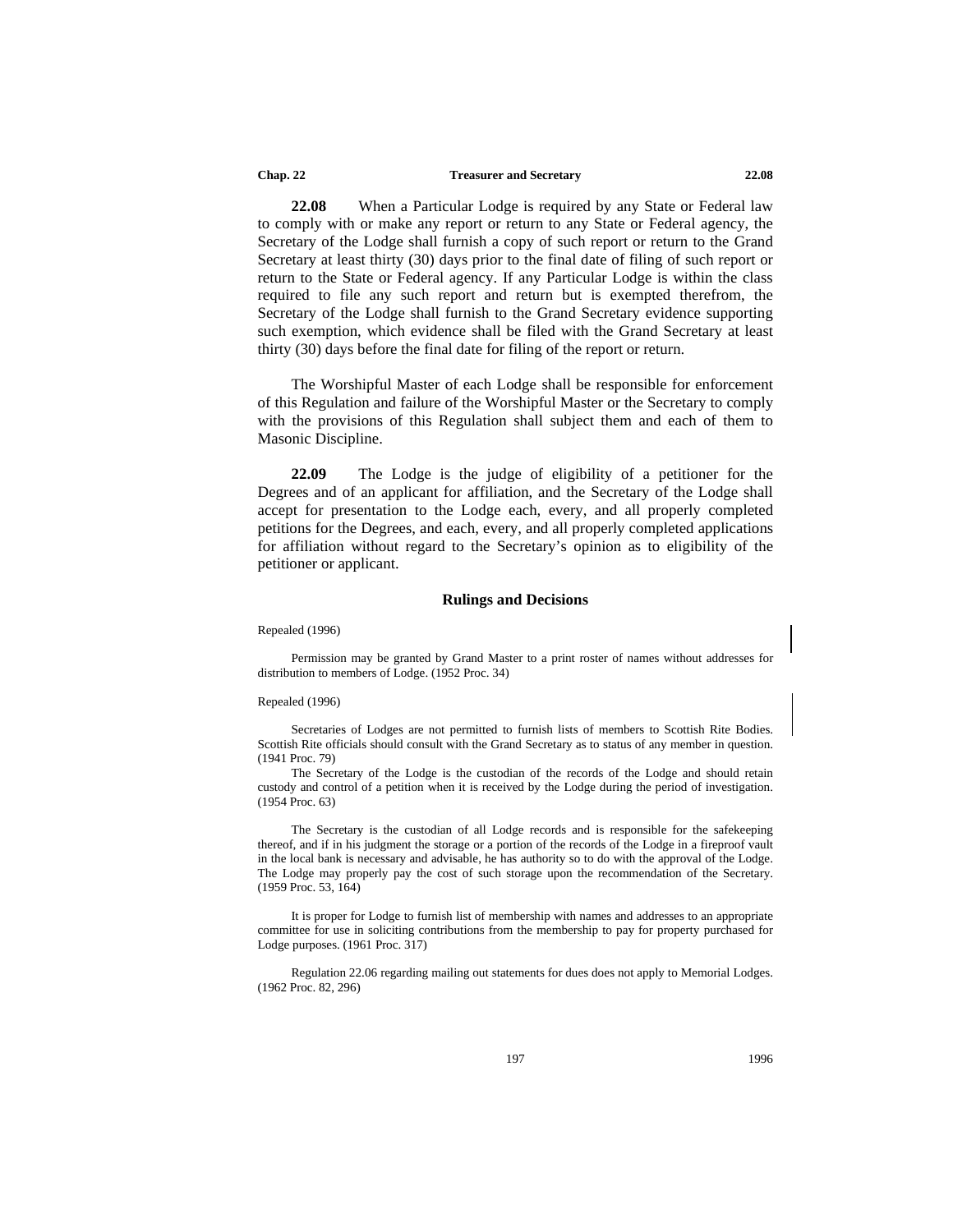**22.08** When a Particular Lodge is required by any State or Federal law to comply with or make any report or return to any State or Federal agency, the Secretary of the Lodge shall furnish a copy of such report or return to the Grand Secretary at least thirty (30) days prior to the final date of filing of such report or return to the State or Federal agency. If any Particular Lodge is within the class required to file any such report and return but is exempted therefrom, the Secretary of the Lodge shall furnish to the Grand Secretary evidence supporting such exemption, which evidence shall be filed with the Grand Secretary at least thirty (30) days before the final date for filing of the report or return.

The Worshipful Master of each Lodge shall be responsible for enforcement of this Regulation and failure of the Worshipful Master or the Secretary to comply with the provisions of this Regulation shall subject them and each of them to Masonic Discipline.

**22.09** The Lodge is the judge of eligibility of a petitioner for the Degrees and of an applicant for affiliation, and the Secretary of the Lodge shall accept for presentation to the Lodge each, every, and all properly completed petitions for the Degrees, and each, every, and all properly completed applications for affiliation without regard to the Secretary's opinion as to eligibility of the petitioner or applicant.

### Rulings and Decisions

Repealed (1996)

Permission may be granted by Grand Master to a print roster of names without addresses for distribution to members of Lodge. (1952 Proc. 34)

Repealed (1996)

Secretaries of Lodges are not permitted to furnish lists of members to Scottish Rite Bodies. Scottish Rite officials should consult with the Grand Secretary as to status of any member in question. (1941 Proc. 79)

The Secretary of the Lodge is the custodian of the records of the Lodge and should retain custody and control of a petition when it is received by the Lodge during the period of investigation. (1954 Proc. 63)

The Secretary is the custodian of all Lodge records and is responsible for the safekeeping thereof, and if in his judgment the storage or a portion of the records of the Lodge in a fireproof vault in the local bank is necessary and advisable, he has authority so to do with the approval of the Lodge. The Lodge may properly pay the cost of such storage upon the recommendation of the Secretary. (1959 Proc. 53, 164)

It is proper for Lodge to furnish list of membership with names and addresses to an appropriate committee for use in soliciting contributions from the membership to pay for property purchased for Lodge purposes. (1961 Proc. 317)

Regulation 22.06 regarding mailing out statements for dues does not apply to Memorial Lodges. (1962 Proc. 82, 296)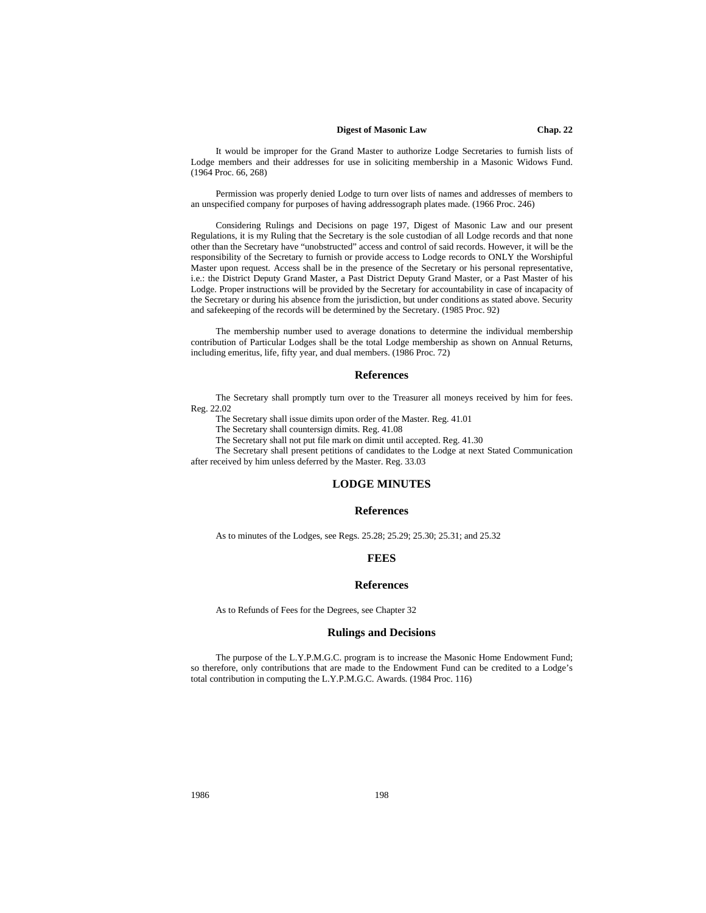It would be improper for the Grand Master to authorize Lodge Secretaries to furnish lists of Lodge members and their addresses for use in soliciting membership in a Masonic Widows Fund. (1964 Proc. 66, 268)

Permission was properly denied Lodge to turn over lists of names and addresses of members to an unspecified company for purposes of having addressograph plates made. (1966 Proc. 246)

Considering Rulings and Decisions on page 197, Digest of Masonic Law and our present Regulations, it is my Ruling that the Secretary is the sole custodian of all Lodge records and that none other than the Secretary have "unobstructed" access and control of said records. However, it will be the responsibility of the Secretary to furnish or provide access to Lodge records to ONLY the Worshipful Master upon request. Access shall be in the presence of the Secretary or his personal representative, i.e.: the District Deputy Grand Master, a Past District Deputy Grand Master, or a Past Master of his Lodge. Proper instructions will be provided by the Secretary for accountability in case of incapacity of the Secretary or during his absence from the jurisdiction, but under conditions as stated above. Security and safekeeping of the records will be determined by the Secretary. (1985 Proc. 92)

The membership number used to average donations to determine the individual membership contribution of Particular Lodges shall be the total Lodge membership as shown on Annual Returns, including emeritus, life, fifty year, and dual members. (1986 Proc. 72)

### References

The Secretary shall promptly turn over to the Treasurer all moneys received by him for fees. Reg. 22.02

The Secretary shall issue dimits upon order of the Master. Reg. 41.01

The Secretary shall countersign dimits. Reg. 41.08

The Secretary shall not put file mark on dimit until accepted. Reg. 41.30

The Secretary shall present petitions of candidates to the Lodge at next Stated Communication after received by him unless deferred by the Master. Reg. 33.03

## LODGE MINUTES

### References

As to minutes of the Lodges, see Regs. 25.28; 25.29; 25.30; 25.31; and 25.32

## FEES

### References

As to Refunds of Fees for the Degrees, see Chapter 32

### Rulings and Decisions

The purpose of the L.Y.P.M.G.C. program is to increase the Masonic Home Endowment Fund; so therefore, only contributions that are made to the Endowment Fund can be credited to a Lodge's total contribution in computing the L.Y.P.M.G.C. Awards. (1984 Proc. 116)